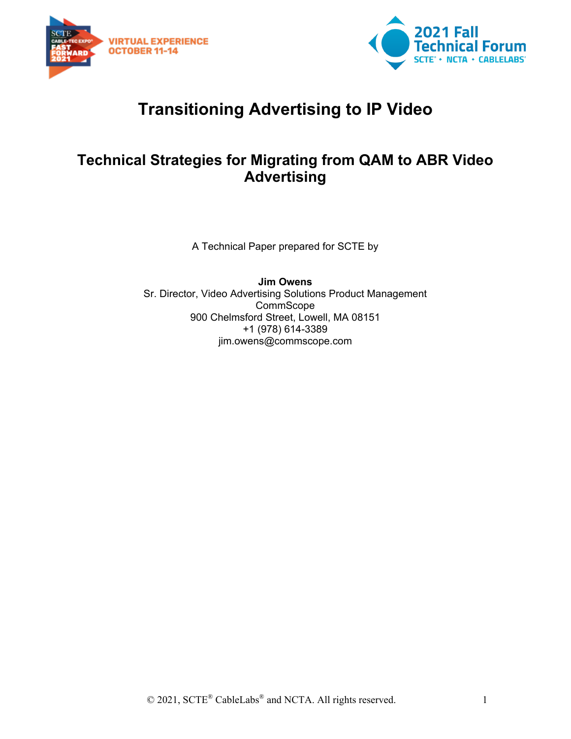# Transitioning Advertising to IP Video

## Technical Strategies for Migrating from QAM to ABR Video Advertising

A Technical Paper prepared for SCTE by

**Jim Owens**
Sr. Director, Video Advertising Solutions Product Management
CommScope
900 Chelmsford Street, Lowell, MA 08151
+1 (978) 614-3389
jim.owens@commscope.com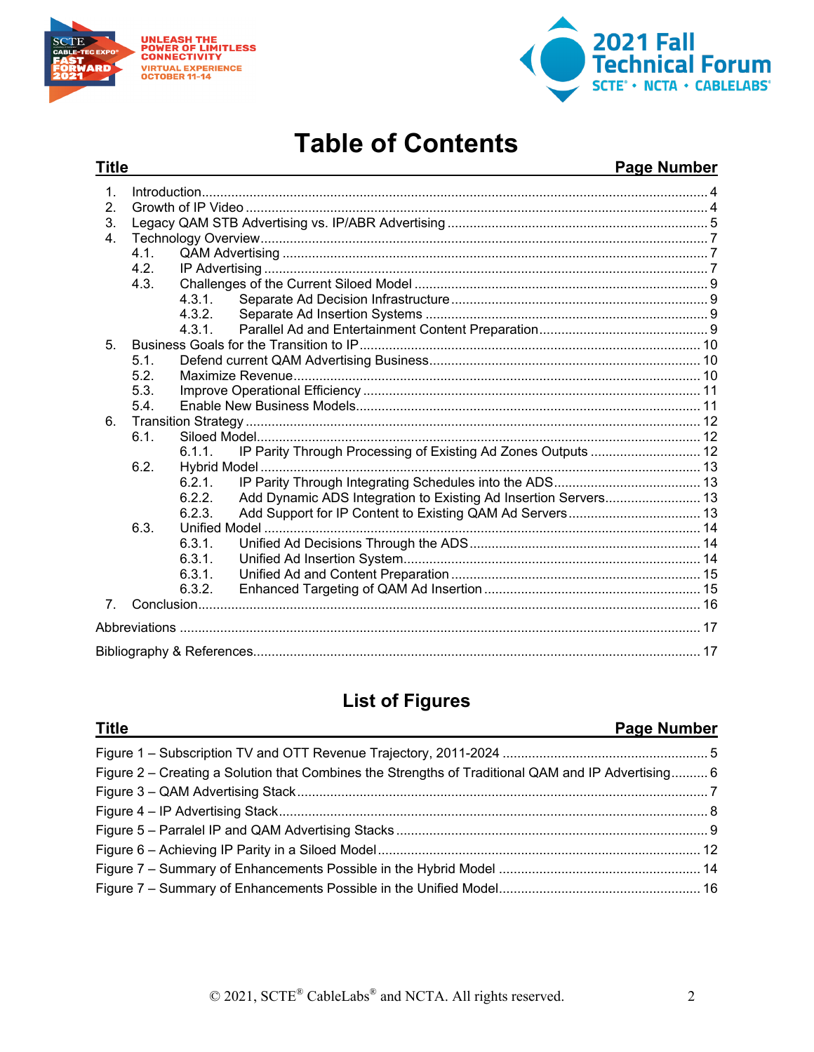# Table of Contents

| Title | Page Number |
|---|---|
| 1. Introduction | 4 |
| 2. Growth of IP Video | 4 |
| 3. Legacy QAM STB Advertising vs. IP/ABR Advertising | 5 |
| 4. Technology Overview | 7 |
| 4.1. QAM Advertising | 7 |
| 4.2. IP Advertising | 7 |
| 4.3. Challenges of the Current Siloed Model | 9 |
| 4.3.1. Separate Ad Decision Infrastructure | 9 |
| 4.3.2. Separate Ad Insertion Systems | 9 |
| 4.3.1. Parallel Ad and Entertainment Content Preparation | 9 |
| 5. Business Goals for the Transition to IP | 10 |
| 5.1. Defend current QAM Advertising Business | 10 |
| 5.2. Maximize Revenue | 10 |
| 5.3. Improve Operational Efficiency | 11 |
| 5.4. Enable New Business Models | 11 |
| 6. Transition Strategy | 12 |
| 6.1. Siloed Model | 12 |
| 6.1.1. IP Parity Through Processing of Existing Ad Zones Outputs | 12 |
| 6.2. Hybrid Model | 13 |
| 6.2.1. IP Parity Through Integrating Schedules into the ADS | 13 |
| 6.2.2. Add Dynamic ADS Integration to Existing Ad Insertion Servers | 13 |
| 6.2.3. Add Support for IP Content to Existing QAM Ad Servers | 13 |
| 6.3. Unified Model | 14 |
| 6.3.1. Unified Ad Decisions Through the ADS | 14 |
| 6.3.1. Unified Ad Insertion System | 14 |
| 6.3.1. Unified Ad and Content Preparation | 15 |
| 6.3.2. Enhanced Targeting of QAM Ad Insertion | 15 |
| 7. Conclusion | 16 |
| Abbreviations | 17 |
| Bibliography & References | 17 |

## List of Figures

| Title | Page Number |
|---|---|
| Figure 1 – Subscription TV and OTT Revenue Trajectory, 2011-2024 | 5 |
| Figure 2 – Creating a Solution that Combines the Strengths of Traditional QAM and IP Advertising | 6 |
| Figure 3 – QAM Advertising Stack | 7 |
| Figure 4 – IP Advertising Stack | 8 |
| Figure 5 – Parralel IP and QAM Advertising Stacks | 9 |
| Figure 6 – Achieving IP Parity in a Siloed Model | 12 |
| Figure 7 – Summary of Enhancements Possible in the Hybrid Model | 14 |
| Figure 7 – Summary of Enhancements Possible in the Unified Model | 16 |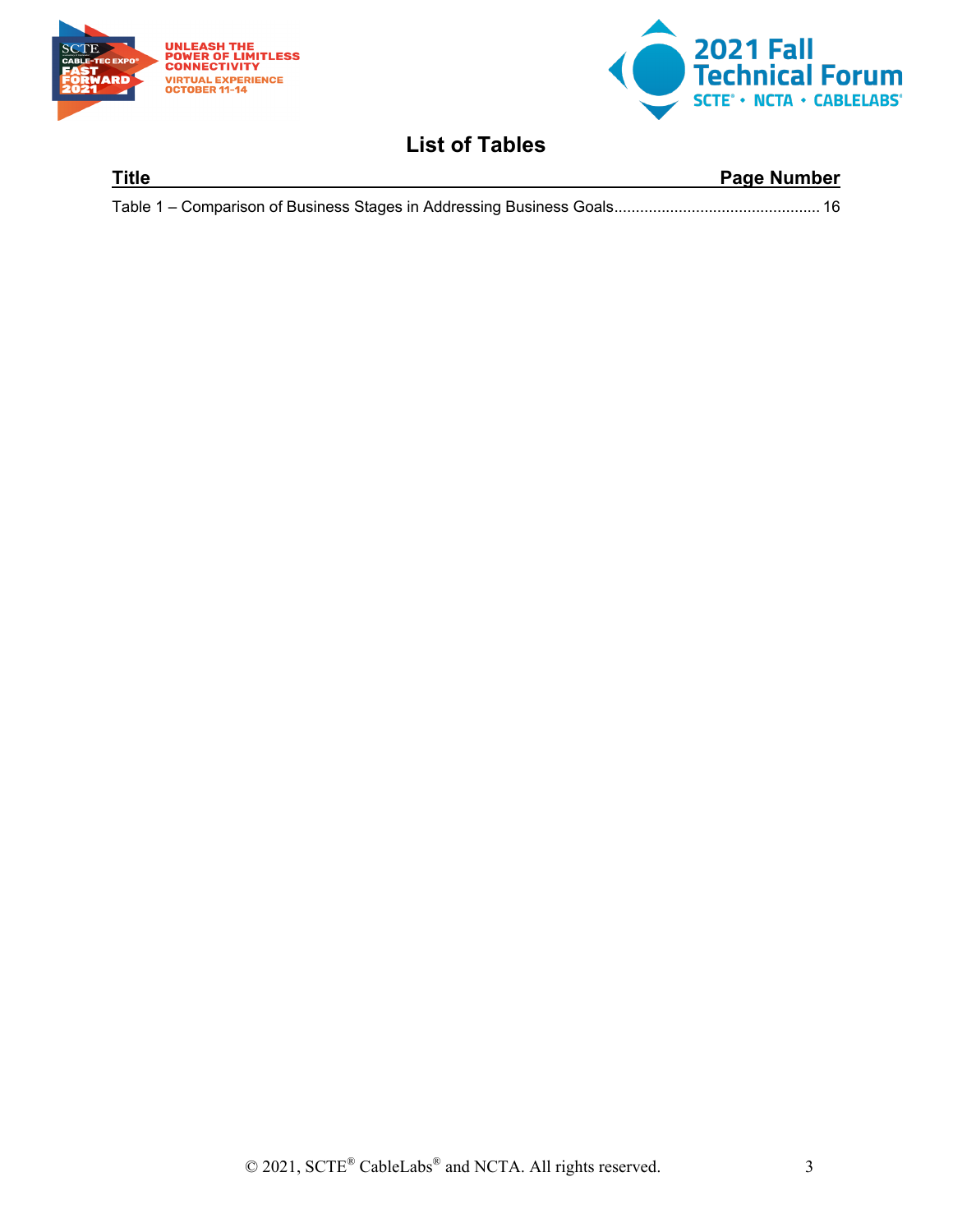# List of Tables

| Title | Page Number |
| --- | --- |
| Table 1 – Comparison of Business Stages in Addressing Business Goals | 16 |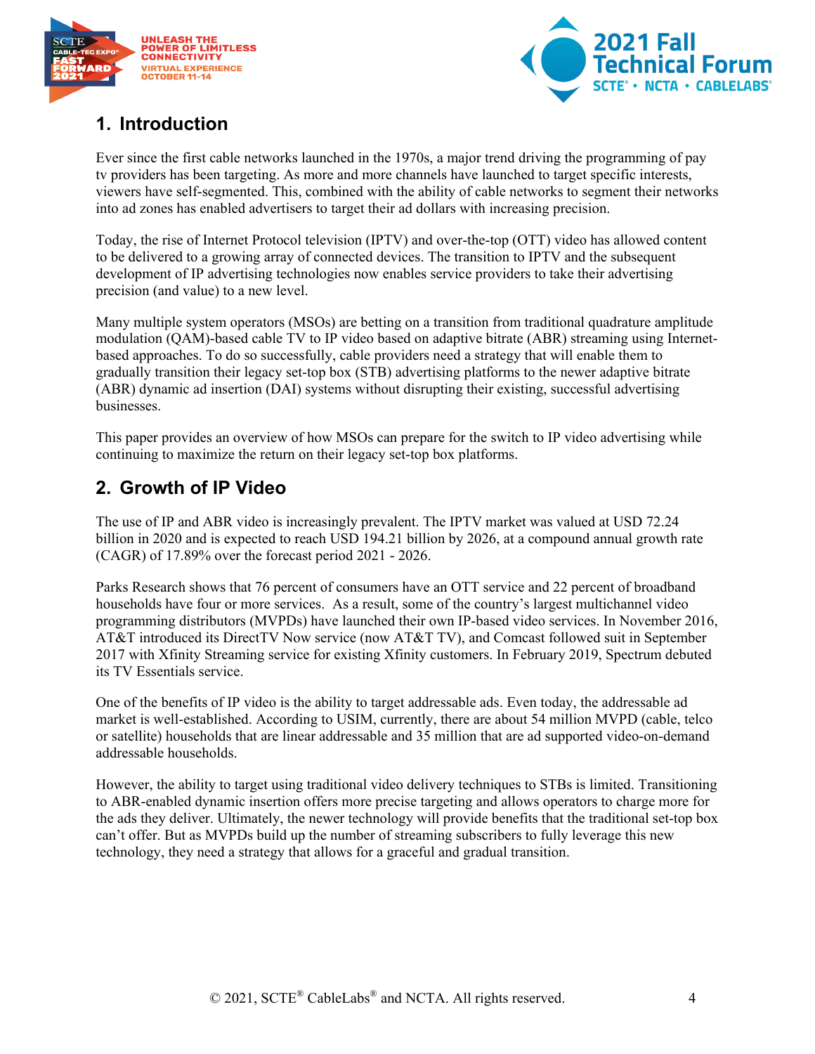## 1. Introduction

Ever since the first cable networks launched in the 1970s, a major trend driving the programming of pay tv providers has been targeting. As more and more channels have launched to target specific interests, viewers have self-segmented. This, combined with the ability of cable networks to segment their networks into ad zones has enabled advertisers to target their ad dollars with increasing precision.

Today, the rise of Internet Protocol television (IPTV) and over-the-top (OTT) video has allowed content to be delivered to a growing array of connected devices. The transition to IPTV and the subsequent development of IP advertising technologies now enables service providers to take their advertising precision (and value) to a new level.

Many multiple system operators (MSOs) are betting on a transition from traditional quadrature amplitude modulation (QAM)-based cable TV to IP video based on adaptive bitrate (ABR) streaming using Internet-based approaches. To do so successfully, cable providers need a strategy that will enable them to gradually transition their legacy set-top box (STB) advertising platforms to the newer adaptive bitrate (ABR) dynamic ad insertion (DAI) systems without disrupting their existing, successful advertising businesses.

This paper provides an overview of how MSOs can prepare for the switch to IP video advertising while continuing to maximize the return on their legacy set-top box platforms.

## 2. Growth of IP Video

The use of IP and ABR video is increasingly prevalent. The IPTV market was valued at USD 72.24 billion in 2020 and is expected to reach USD 194.21 billion by 2026, at a compound annual growth rate (CAGR) of 17.89% over the forecast period 2021 - 2026.

Parks Research shows that 76 percent of consumers have an OTT service and 22 percent of broadband households have four or more services. As a result, some of the country's largest multichannel video programming distributors (MVPDs) have launched their own IP-based video services. In November 2016, AT&T introduced its DirectTV Now service (now AT&T TV), and Comcast followed suit in September 2017 with Xfinity Streaming service for existing Xfinity customers. In February 2019, Spectrum debuted its TV Essentials service.

One of the benefits of IP video is the ability to target addressable ads. Even today, the addressable ad market is well-established. According to USIM, currently, there are about 54 million MVPD (cable, telco or satellite) households that are linear addressable and 35 million that are ad supported video-on-demand addressable households.

However, the ability to target using traditional video delivery techniques to STBs is limited. Transitioning to ABR-enabled dynamic insertion offers more precise targeting and allows operators to charge more for the ads they deliver. Ultimately, the newer technology will provide benefits that the traditional set-top box can't offer. But as MVPDs build up the number of streaming subscribers to fully leverage this new technology, they need a strategy that allows for a graceful and gradual transition.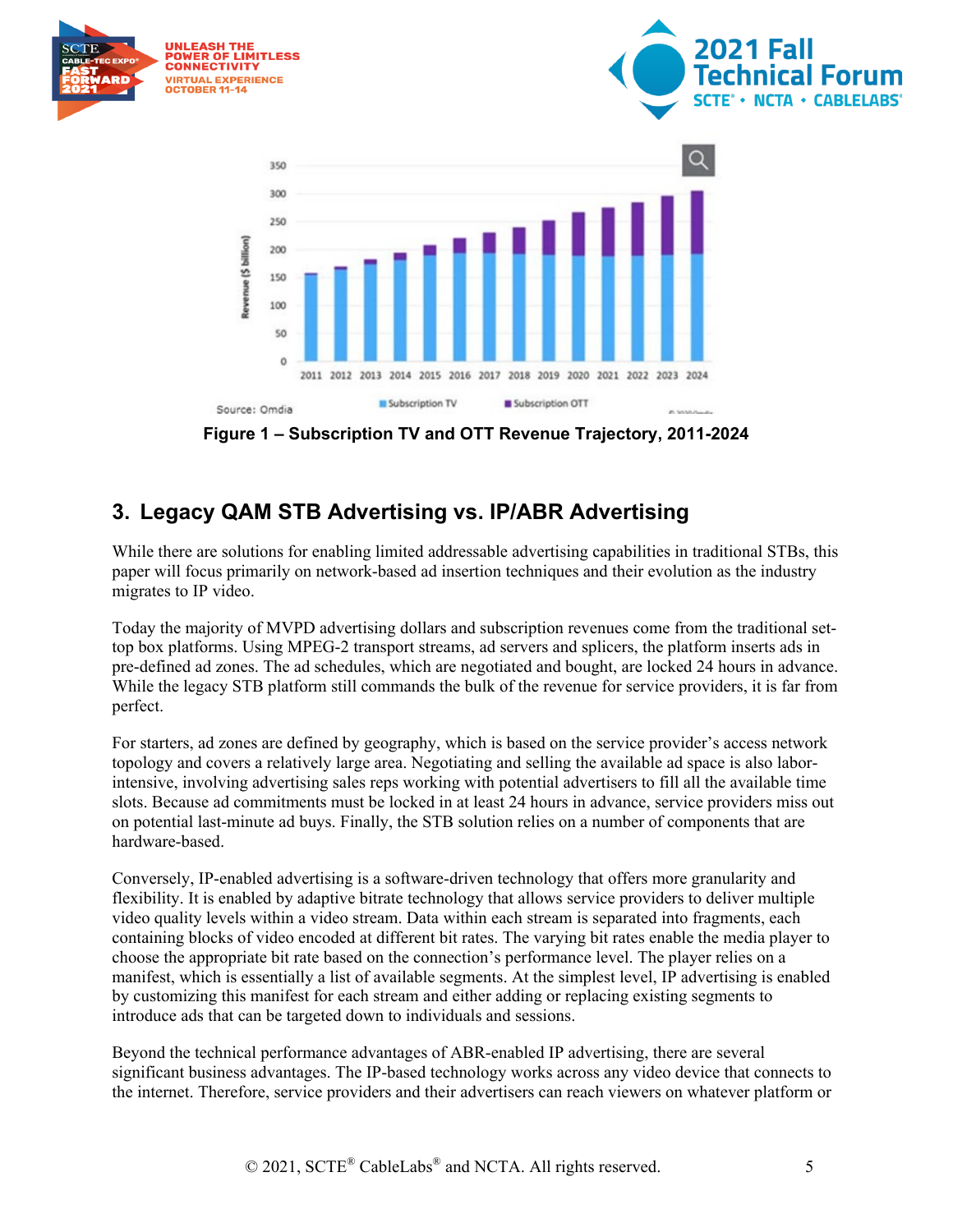350
300
250
200
150
100
50
0

Revenue ($ billion)

2011 2012 2013 2014 2015 2016 2017 2018 2019 2020 2021 2022 2023 2024

Source: Omdia

Subscription TV
Subscription OTT

**Figure 1 – Subscription TV and OTT Revenue Trajectory, 2011-2024**

## 3. Legacy QAM STB Advertising vs. IP/ABR Advertising

While there are solutions for enabling limited addressable advertising capabilities in traditional STBs, this paper will focus primarily on network-based ad insertion techniques and their evolution as the industry migrates to IP video.

Today the majority of MVPD advertising dollars and subscription revenues come from the traditional set-top box platforms. Using MPEG-2 transport streams, ad servers and splicers, the platform inserts ads in pre-defined ad zones. The ad schedules, which are negotiated and bought, are locked 24 hours in advance. While the legacy STB platform still commands the bulk of the revenue for service providers, it is far from perfect.

For starters, ad zones are defined by geography, which is based on the service provider's access network topology and covers a relatively large area. Negotiating and selling the available ad space is also labor-intensive, involving advertising sales reps working with potential advertisers to fill all the available time slots. Because ad commitments must be locked in at least 24 hours in advance, service providers miss out on potential last-minute ad buys. Finally, the STB solution relies on a number of components that are hardware-based.

Conversely, IP-enabled advertising is a software-driven technology that offers more granularity and flexibility. It is enabled by adaptive bitrate technology that allows service providers to deliver multiple video quality levels within a video stream. Data within each stream is separated into fragments, each containing blocks of video encoded at different bit rates. The varying bit rates enable the media player to choose the appropriate bit rate based on the connection's performance level. The player relies on a manifest, which is essentially a list of available segments. At the simplest level, IP advertising is enabled by customizing this manifest for each stream and either adding or replacing existing segments to introduce ads that can be targeted down to individuals and sessions.

Beyond the technical performance advantages of ABR-enabled IP advertising, there are several significant business advantages. The IP-based technology works across any video device that connects to the internet. Therefore, service providers and their advertisers can reach viewers on whatever platform or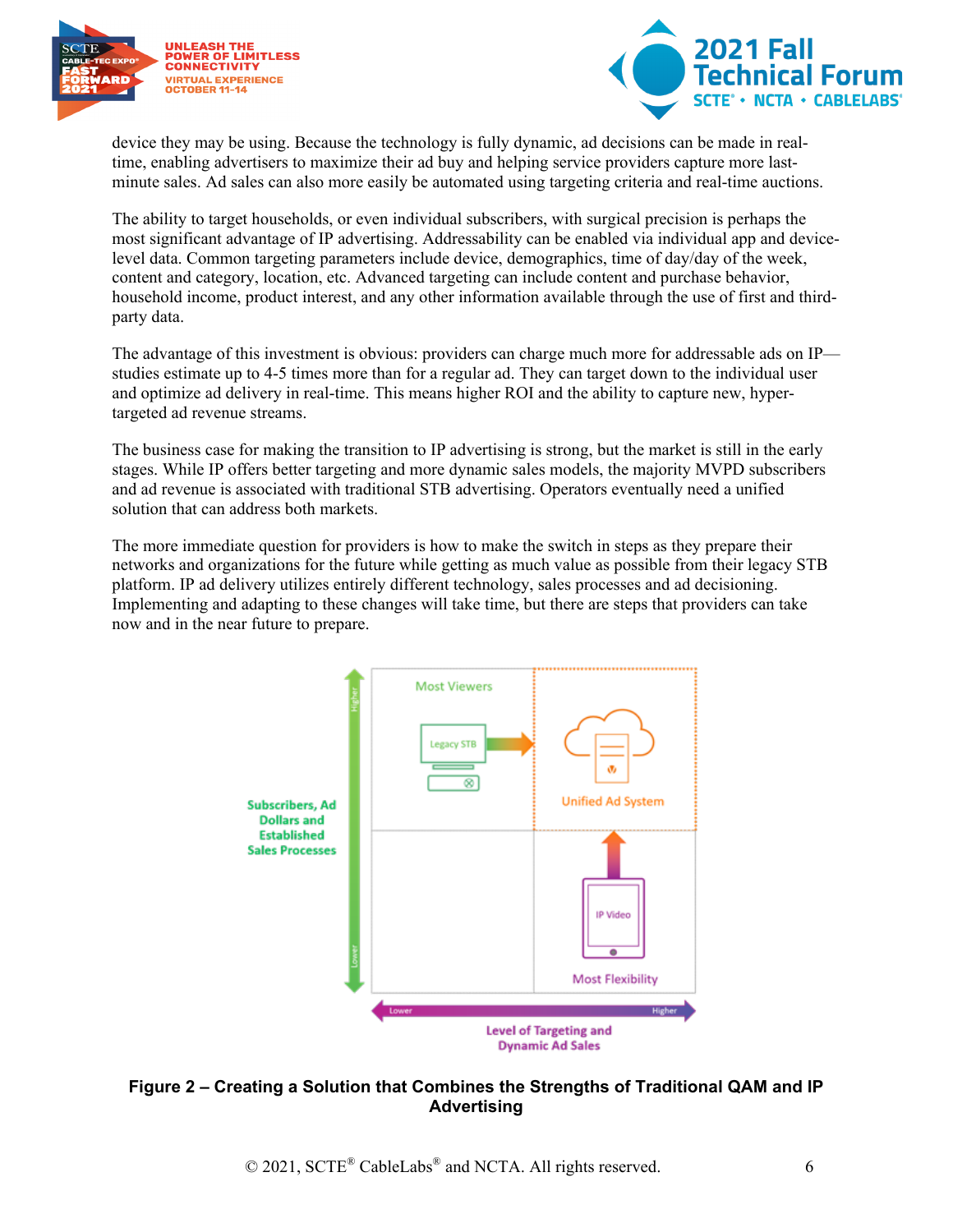device they may be using. Because the technology is fully dynamic, ad decisions can be made in real-time, enabling advertisers to maximize their ad buy and helping service providers capture more last-minute sales. Ad sales can also more easily be automated using targeting criteria and real-time auctions.

The ability to target households, or even individual subscribers, with surgical precision is perhaps the most significant advantage of IP advertising. Addressability can be enabled via individual app and device-level data. Common targeting parameters include device, demographics, time of day/day of the week, content and category, location, etc. Advanced targeting can include content and purchase behavior, household income, product interest, and any other information available through the use of first and third-party data.

The advantage of this investment is obvious: providers can charge much more for addressable ads on IP—studies estimate up to 4-5 times more than for a regular ad. They can target down to the individual user and optimize ad delivery in real-time. This means higher ROI and the ability to capture new, hyper-targeted ad revenue streams.

The business case for making the transition to IP advertising is strong, but the market is still in the early stages. While IP offers better targeting and more dynamic sales models, the majority MVPD subscribers and ad revenue is associated with traditional STB advertising. Operators eventually need a unified solution that can address both markets.

The more immediate question for providers is how to make the switch in steps as they prepare their networks and organizations for the future while getting as much value as possible from their legacy STB platform. IP ad delivery utilizes entirely different technology, sales processes and ad decisioning. Implementing and adapting to these changes will take time, but there are steps that providers can take now and in the near future to prepare.

Most Viewers

Legacy STB

Unified Ad System

Subscribers, Ad Dollars and Established Sales Processes

Higher

Lower

IP Video

Most Flexibility

Lower

Higher

Level of Targeting and Dynamic Ad Sales

**Figure 2 – Creating a Solution that Combines the Strengths of Traditional QAM and IP Advertising**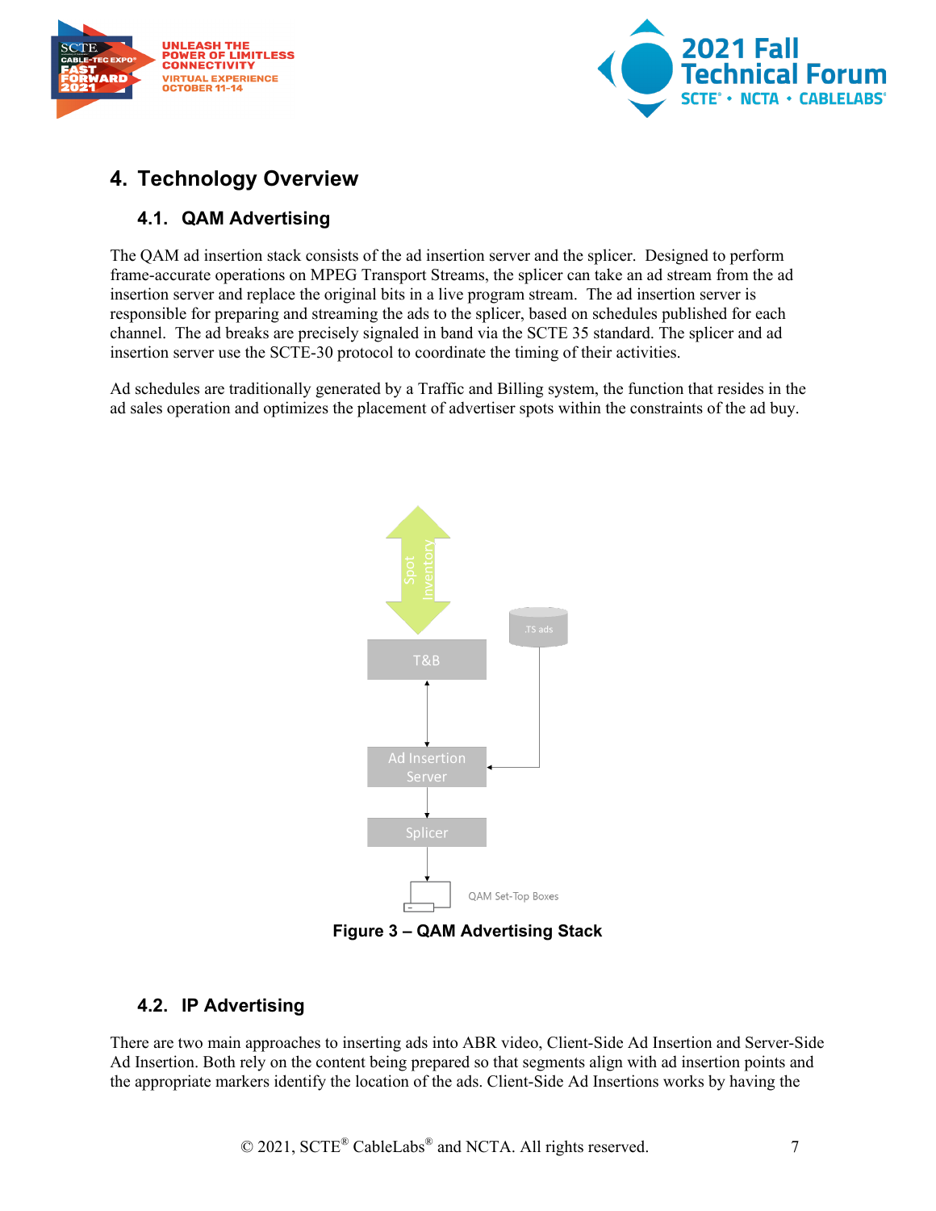# 4. Technology Overview

## 4.1. QAM Advertising

The QAM ad insertion stack consists of the ad insertion server and the splicer. Designed to perform frame-accurate operations on MPEG Transport Streams, the splicer can take an ad stream from the ad insertion server and replace the original bits in a live program stream. The ad insertion server is responsible for preparing and streaming the ads to the splicer, based on schedules published for each channel. The ad breaks are precisely signaled in band via the SCTE 35 standard. The splicer and ad insertion server use the SCTE-30 protocol to coordinate the timing of their activities.

Ad schedules are traditionally generated by a Traffic and Billing system, the function that resides in the ad sales operation and optimizes the placement of advertiser spots within the constraints of the ad buy.

**Figure 3 – QAM Advertising Stack**

## 4.2. IP Advertising

There are two main approaches to inserting ads into ABR video, Client-Side Ad Insertion and Server-Side Ad Insertion. Both rely on the content being prepared so that segments align with ad insertion points and the appropriate markers identify the location of the ads. Client-Side Ad Insertions works by having the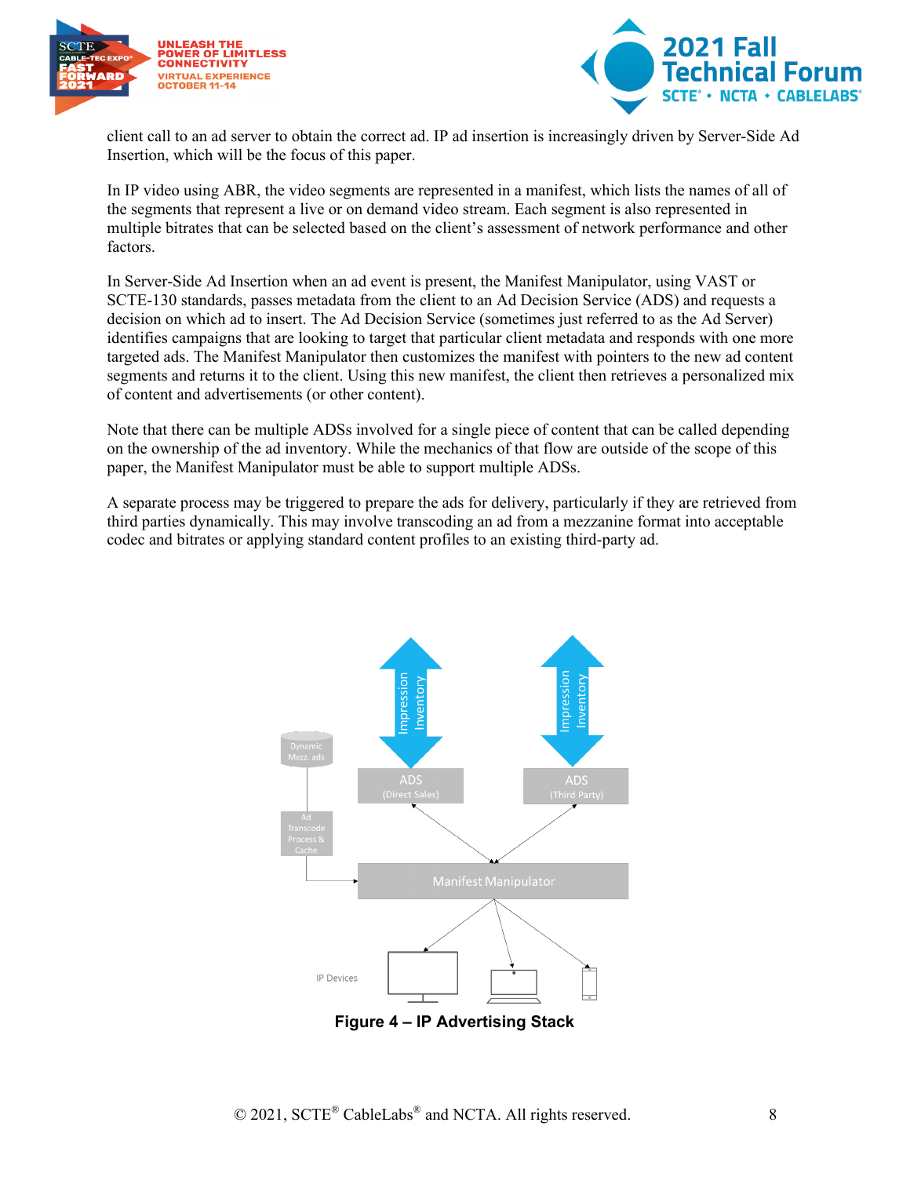client call to an ad server to obtain the correct ad. IP ad insertion is increasingly driven by Server-Side Ad Insertion, which will be the focus of this paper.

In IP video using ABR, the video segments are represented in a manifest, which lists the names of all of the segments that represent a live or on demand video stream. Each segment is also represented in multiple bitrates that can be selected based on the client's assessment of network performance and other factors.

In Server-Side Ad Insertion when an ad event is present, the Manifest Manipulator, using VAST or SCTE-130 standards, passes metadata from the client to an Ad Decision Service (ADS) and requests a decision on which ad to insert. The Ad Decision Service (sometimes just referred to as the Ad Server) identifies campaigns that are looking to target that particular client metadata and responds with one more targeted ads. The Manifest Manipulator then customizes the manifest with pointers to the new ad content segments and returns it to the client. Using this new manifest, the client then retrieves a personalized mix of content and advertisements (or other content).

Note that there can be multiple ADSs involved for a single piece of content that can be called depending on the ownership of the ad inventory. While the mechanics of that flow are outside of the scope of this paper, the Manifest Manipulator must be able to support multiple ADSs.

A separate process may be triggered to prepare the ads for delivery, particularly if they are retrieved from third parties dynamically. This may involve transcoding an ad from a mezzanine format into acceptable codec and bitrates or applying standard content profiles to an existing third-party ad.

Impression
Inventory
Impression
Inventory
Dynamic
Mezz. ads
ADS
(Direct Sales)
ADS
(Third Party)
Ad
Transcode
Process &
Cache
Manifest Manipulator
IP Devices

**Figure 4 – IP Advertising Stack**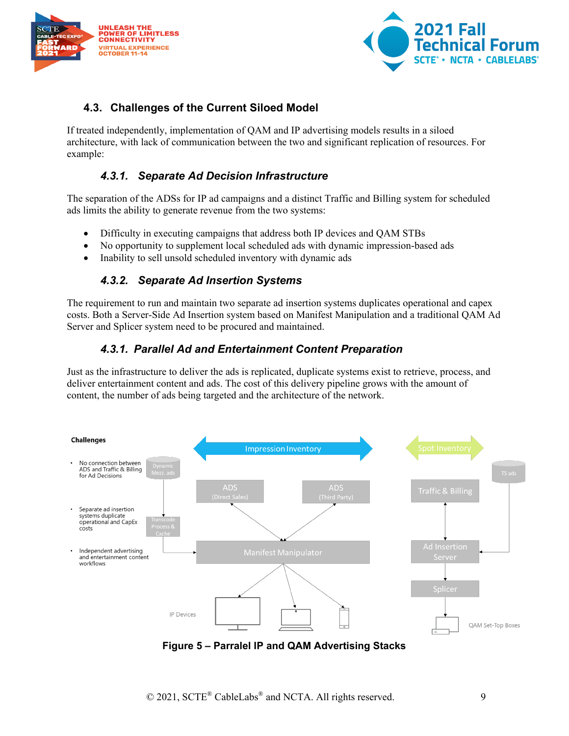## 4.3. Challenges of the Current Siloed Model

If treated independently, implementation of QAM and IP advertising models results in a siloed architecture, with lack of communication between the two and significant replication of resources. For example:

### *4.3.1. Separate Ad Decision Infrastructure*

The separation of the ADSs for IP ad campaigns and a distinct Traffic and Billing system for scheduled ads limits the ability to generate revenue from the two systems:

- Difficulty in executing campaigns that address both IP devices and QAM STBs
- No opportunity to supplement local scheduled ads with dynamic impression-based ads
- Inability to sell unsold scheduled inventory with dynamic ads

### *4.3.2. Separate Ad Insertion Systems*

The requirement to run and maintain two separate ad insertion systems duplicates operational and capex costs. Both a Server-Side Ad Insertion system based on Manifest Manipulation and a traditional QAM Ad Server and Splicer system need to be procured and maintained.

### *4.3.1. Parallel Ad and Entertainment Content Preparation*

Just as the infrastructure to deliver the ads is replicated, duplicate systems exist to retrieve, process, and deliver entertainment content and ads. The cost of this delivery pipeline grows with the amount of content, the number of ads being targeted and the architecture of the network.

Challenges
- No connection between ADS and Traffic & Billing for Ad Decisions
- Separate ad insertion systems duplicate operational and CapEx costs
- Independent advertising and entertainment content workflows

Impression Inventory
Spot Inventory
Dynamic Mezz. ads
TS ads
ADS (Direct Sales)
ADS (Third Party)
Traffic & Billing
Transcode Process & Cache
Manifest Manipulator
Ad Insertion Server
Splicer
IP Devices
QAM Set-Top Boxes

**Figure 5 – Parralel IP and QAM Advertising Stacks**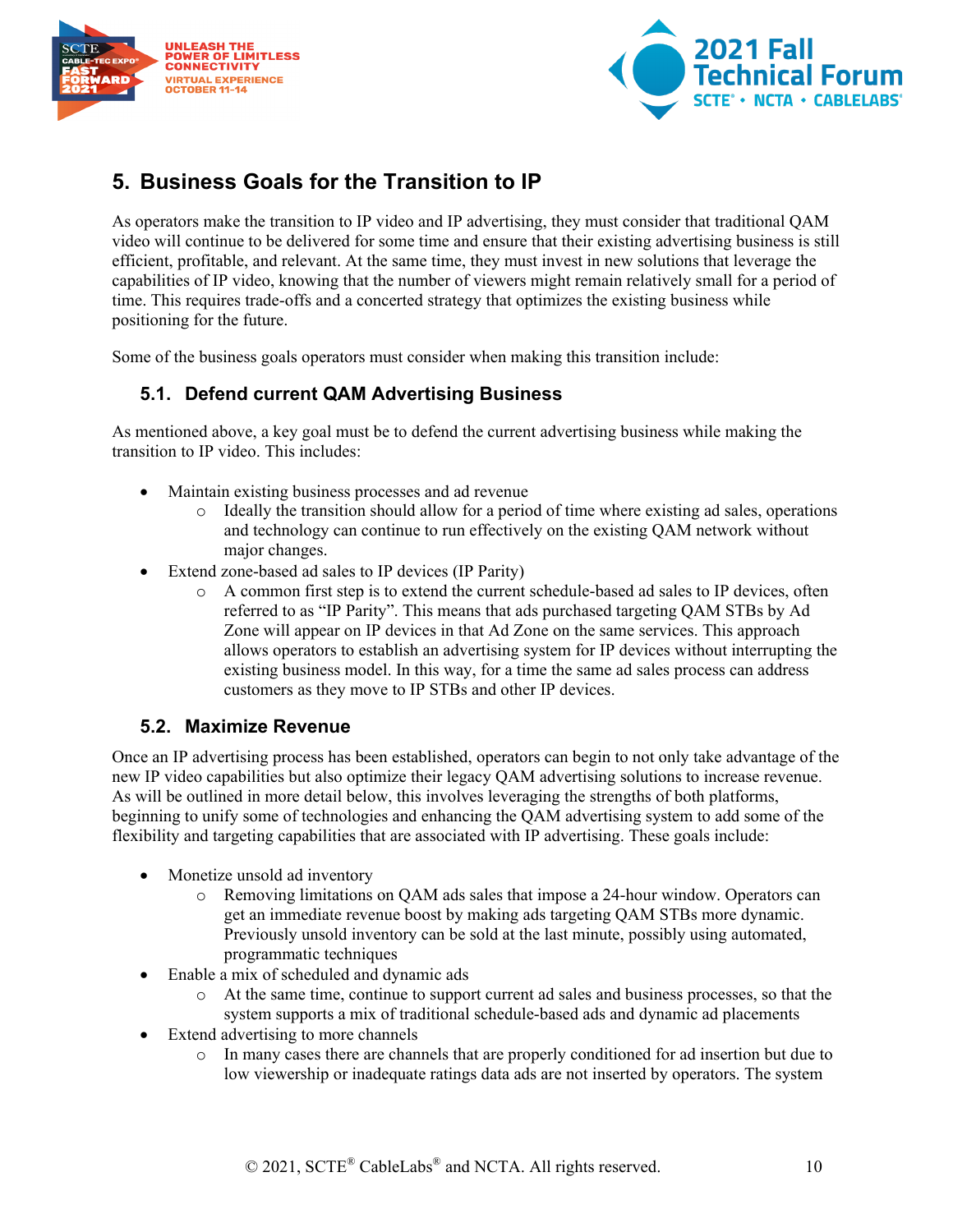## 5. Business Goals for the Transition to IP

As operators make the transition to IP video and IP advertising, they must consider that traditional QAM video will continue to be delivered for some time and ensure that their existing advertising business is still efficient, profitable, and relevant. At the same time, they must invest in new solutions that leverage the capabilities of IP video, knowing that the number of viewers might remain relatively small for a period of time. This requires trade-offs and a concerted strategy that optimizes the existing business while positioning for the future.

Some of the business goals operators must consider when making this transition include:

### 5.1. Defend current QAM Advertising Business

As mentioned above, a key goal must be to defend the current advertising business while making the transition to IP video. This includes:

- Maintain existing business processes and ad revenue
  - Ideally the transition should allow for a period of time where existing ad sales, operations and technology can continue to run effectively on the existing QAM network without major changes.
- Extend zone-based ad sales to IP devices (IP Parity)
  - A common first step is to extend the current schedule-based ad sales to IP devices, often referred to as "IP Parity". This means that ads purchased targeting QAM STBs by Ad Zone will appear on IP devices in that Ad Zone on the same services. This approach allows operators to establish an advertising system for IP devices without interrupting the existing business model. In this way, for a time the same ad sales process can address customers as they move to IP STBs and other IP devices.

### 5.2. Maximize Revenue

Once an IP advertising process has been established, operators can begin to not only take advantage of the new IP video capabilities but also optimize their legacy QAM advertising solutions to increase revenue. As will be outlined in more detail below, this involves leveraging the strengths of both platforms, beginning to unify some of technologies and enhancing the QAM advertising system to add some of the flexibility and targeting capabilities that are associated with IP advertising. These goals include:

- Monetize unsold ad inventory
  - Removing limitations on QAM ads sales that impose a 24-hour window. Operators can get an immediate revenue boost by making ads targeting QAM STBs more dynamic. Previously unsold inventory can be sold at the last minute, possibly using automated, programmatic techniques
- Enable a mix of scheduled and dynamic ads
  - At the same time, continue to support current ad sales and business processes, so that the system supports a mix of traditional schedule-based ads and dynamic ad placements
- Extend advertising to more channels
  - In many cases there are channels that are properly conditioned for ad insertion but due to low viewership or inadequate ratings data ads are not inserted by operators. The system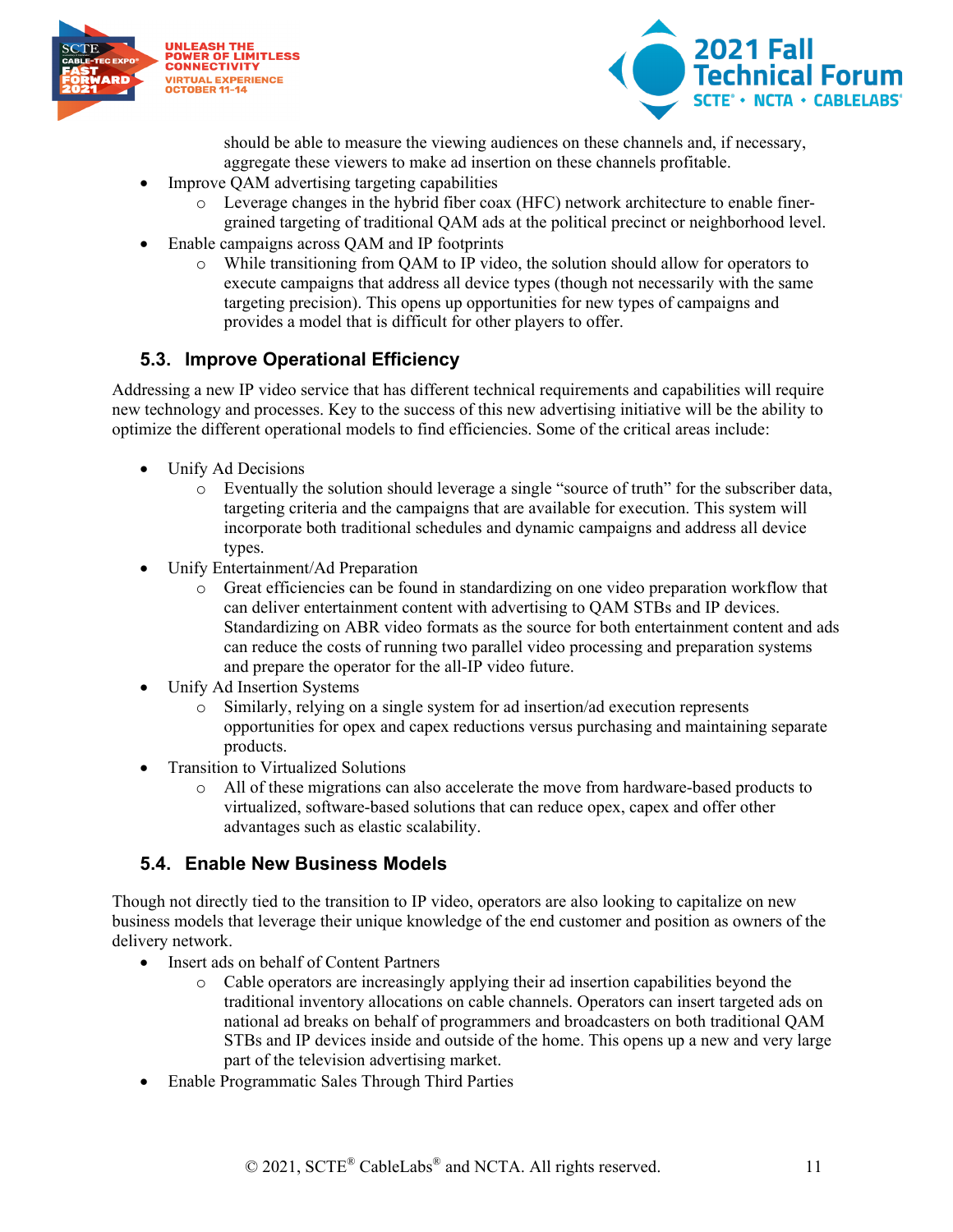should be able to measure the viewing audiences on these channels and, if necessary, aggregate these viewers to make ad insertion on these channels profitable.

- Improve QAM advertising targeting capabilities
    - Leverage changes in the hybrid fiber coax (HFC) network architecture to enable finer-grained targeting of traditional QAM ads at the political precinct or neighborhood level.
- Enable campaigns across QAM and IP footprints
    - While transitioning from QAM to IP video, the solution should allow for operators to execute campaigns that address all device types (though not necessarily with the same targeting precision). This opens up opportunities for new types of campaigns and provides a model that is difficult for other players to offer.

## 5.3. Improve Operational Efficiency

Addressing a new IP video service that has different technical requirements and capabilities will require new technology and processes. Key to the success of this new advertising initiative will be the ability to optimize the different operational models to find efficiencies. Some of the critical areas include:

- Unify Ad Decisions
    - Eventually the solution should leverage a single "source of truth" for the subscriber data, targeting criteria and the campaigns that are available for execution. This system will incorporate both traditional schedules and dynamic campaigns and address all device types.
- Unify Entertainment/Ad Preparation
    - Great efficiencies can be found in standardizing on one video preparation workflow that can deliver entertainment content with advertising to QAM STBs and IP devices. Standardizing on ABR video formats as the source for both entertainment content and ads can reduce the costs of running two parallel video processing and preparation systems and prepare the operator for the all-IP video future.
- Unify Ad Insertion Systems
    - Similarly, relying on a single system for ad insertion/ad execution represents opportunities for opex and capex reductions versus purchasing and maintaining separate products.
- Transition to Virtualized Solutions
    - All of these migrations can also accelerate the move from hardware-based products to virtualized, software-based solutions that can reduce opex, capex and offer other advantages such as elastic scalability.

## 5.4. Enable New Business Models

Though not directly tied to the transition to IP video, operators are also looking to capitalize on new business models that leverage their unique knowledge of the end customer and position as owners of the delivery network.

- Insert ads on behalf of Content Partners
    - Cable operators are increasingly applying their ad insertion capabilities beyond the traditional inventory allocations on cable channels. Operators can insert targeted ads on national ad breaks on behalf of programmers and broadcasters on both traditional QAM STBs and IP devices inside and outside of the home. This opens up a new and very large part of the television advertising market.
- Enable Programmatic Sales Through Third Parties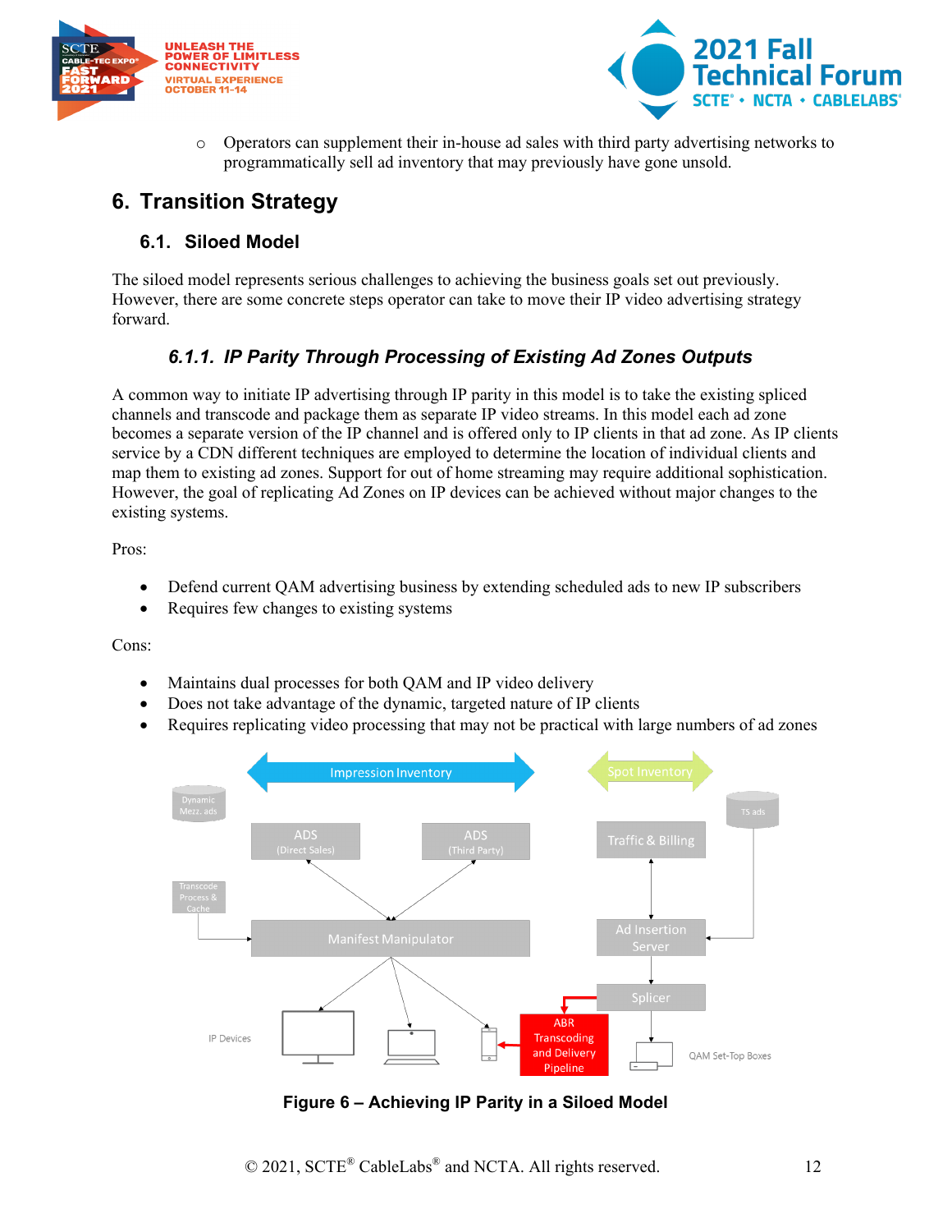- Operators can supplement their in-house ad sales with third party advertising networks to programmatically sell ad inventory that may previously have gone unsold.

# 6. Transition Strategy

## 6.1. Siloed Model

The siloed model represents serious challenges to achieving the business goals set out previously. However, there are some concrete steps operator can take to move their IP video advertising strategy forward.

### *6.1.1. IP Parity Through Processing of Existing Ad Zones Outputs*

A common way to initiate IP advertising through IP parity in this model is to take the existing spliced channels and transcode and package them as separate IP video streams. In this model each ad zone becomes a separate version of the IP channel and is offered only to IP clients in that ad zone. As IP clients service by a CDN different techniques are employed to determine the location of individual clients and map them to existing ad zones. Support for out of home streaming may require additional sophistication. However, the goal of replicating Ad Zones on IP devices can be achieved without major changes to the existing systems.

Pros:

- Defend current QAM advertising business by extending scheduled ads to new IP subscribers
- Requires few changes to existing systems

Cons:

- Maintains dual processes for both QAM and IP video delivery
- Does not take advantage of the dynamic, targeted nature of IP clients
- Requires replicating video processing that may not be practical with large numbers of ad zones

Impression Inventory
Spot Inventory
Dynamic Mezz. ads
TS ads
ADS (Direct Sales)
ADS (Third Party)
Traffic & Billing
Transcode Process & Cache
Manifest Manipulator
Ad Insertion Server
Splicer
ABR Transcoding and Delivery Pipeline
IP Devices
QAM Set-Top Boxes

**Figure 6 – Achieving IP Parity in a Siloed Model**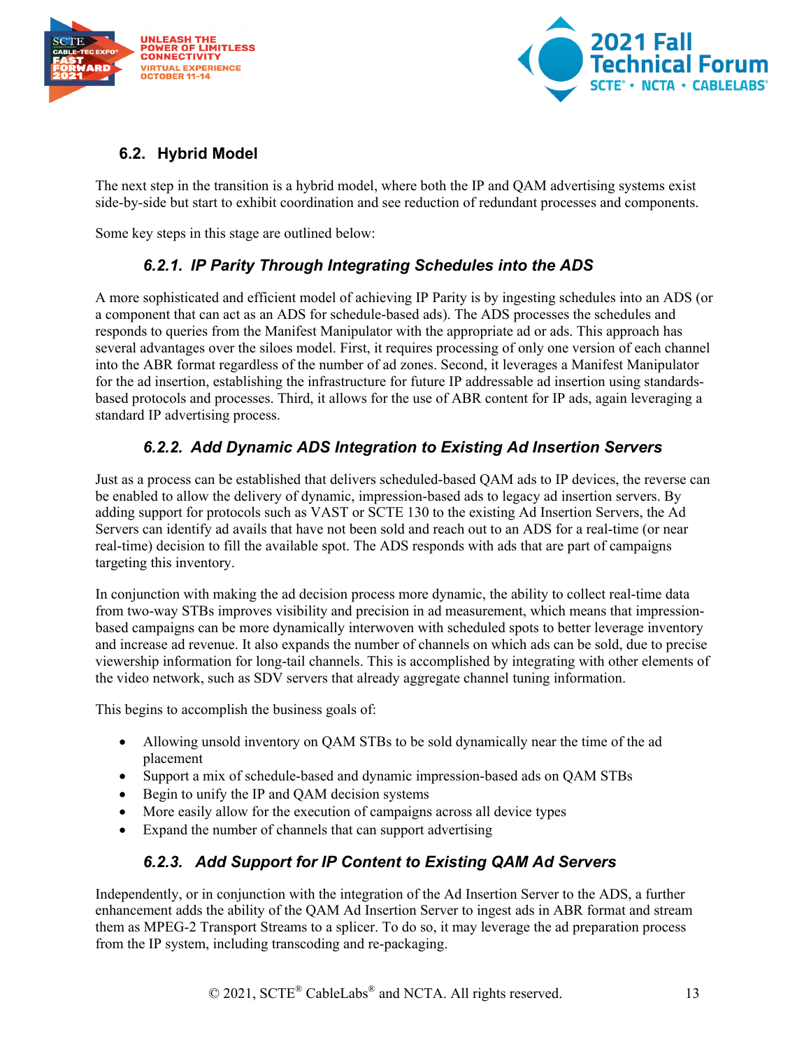## 6.2. Hybrid Model

The next step in the transition is a hybrid model, where both the IP and QAM advertising systems exist side-by-side but start to exhibit coordination and see reduction of redundant processes and components.

Some key steps in this stage are outlined below:

### *6.2.1. IP Parity Through Integrating Schedules into the ADS*

A more sophisticated and efficient model of achieving IP Parity is by ingesting schedules into an ADS (or a component that can act as an ADS for schedule-based ads). The ADS processes the schedules and responds to queries from the Manifest Manipulator with the appropriate ad or ads. This approach has several advantages over the siloes model. First, it requires processing of only one version of each channel into the ABR format regardless of the number of ad zones. Second, it leverages a Manifest Manipulator for the ad insertion, establishing the infrastructure for future IP addressable ad insertion using standards-based protocols and processes. Third, it allows for the use of ABR content for IP ads, again leveraging a standard IP advertising process.

### *6.2.2. Add Dynamic ADS Integration to Existing Ad Insertion Servers*

Just as a process can be established that delivers scheduled-based QAM ads to IP devices, the reverse can be enabled to allow the delivery of dynamic, impression-based ads to legacy ad insertion servers. By adding support for protocols such as VAST or SCTE 130 to the existing Ad Insertion Servers, the Ad Servers can identify ad avails that have not been sold and reach out to an ADS for a real-time (or near real-time) decision to fill the available spot. The ADS responds with ads that are part of campaigns targeting this inventory.

In conjunction with making the ad decision process more dynamic, the ability to collect real-time data from two-way STBs improves visibility and precision in ad measurement, which means that impression-based campaigns can be more dynamically interwoven with scheduled spots to better leverage inventory and increase ad revenue. It also expands the number of channels on which ads can be sold, due to precise viewership information for long-tail channels. This is accomplished by integrating with other elements of the video network, such as SDV servers that already aggregate channel tuning information.

This begins to accomplish the business goals of:

- Allowing unsold inventory on QAM STBs to be sold dynamically near the time of the ad placement
- Support a mix of schedule-based and dynamic impression-based ads on QAM STBs
- Begin to unify the IP and QAM decision systems
- More easily allow for the execution of campaigns across all device types
- Expand the number of channels that can support advertising

### *6.2.3. Add Support for IP Content to Existing QAM Ad Servers*

Independently, or in conjunction with the integration of the Ad Insertion Server to the ADS, a further enhancement adds the ability of the QAM Ad Insertion Server to ingest ads in ABR format and stream them as MPEG-2 Transport Streams to a splicer. To do so, it may leverage the ad preparation process from the IP system, including transcoding and re-packaging.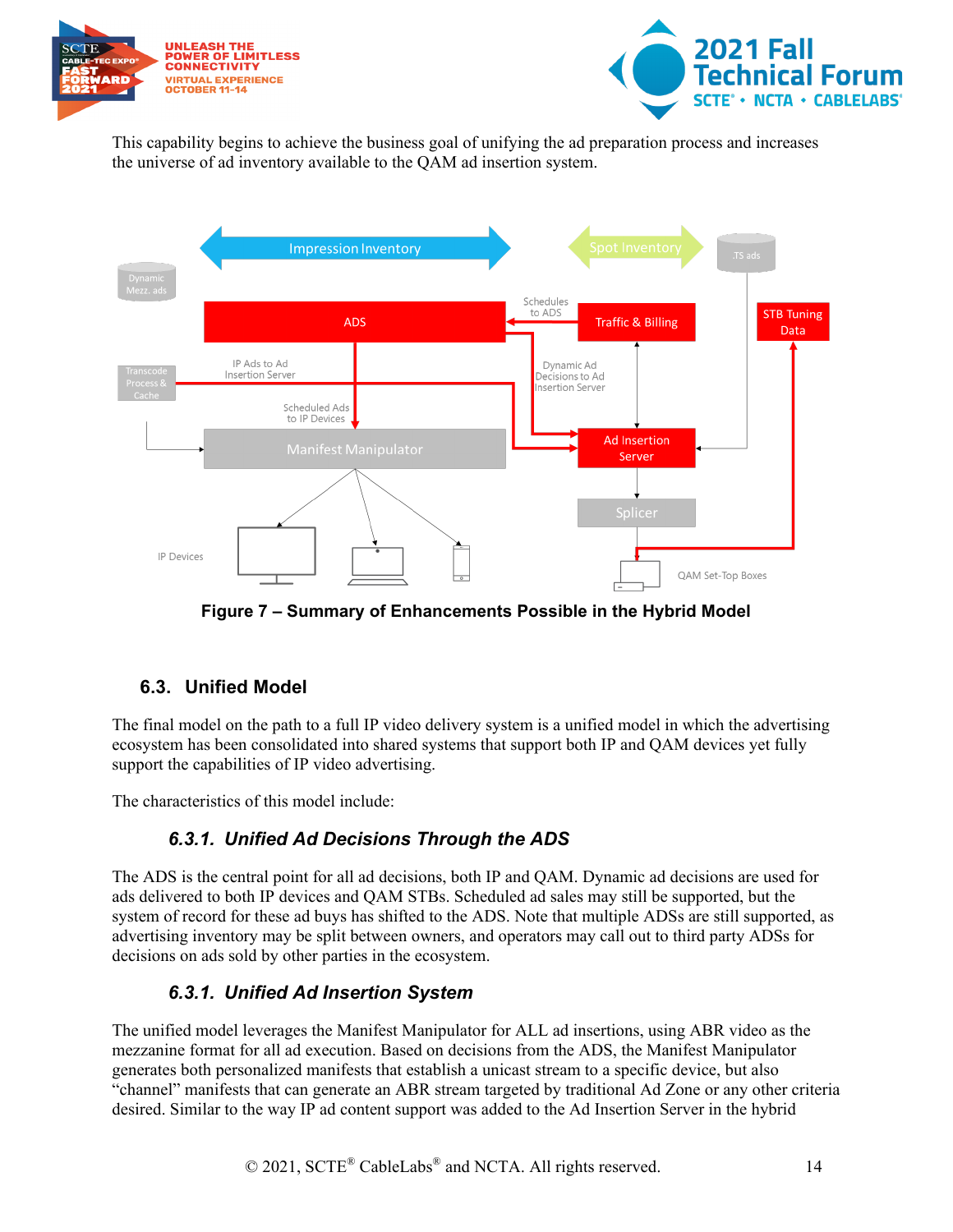This capability begins to achieve the business goal of unifying the ad preparation process and increases the universe of ad inventory available to the QAM ad insertion system.

Impression Inventory

Spot Inventory

.TS ads

Dynamic Mezz. ads

ADS

Schedules to ADS

Traffic & Billing

STB Tuning Data

Transcode Process & Cache

IP Ads to Ad Insertion Server

Dynamic Ad Decisions to Ad Insertion Server

Scheduled Ads to IP Devices

Manifest Manipulator

Ad Insertion Server

Splicer

IP Devices

QAM Set-Top Boxes

**Figure 7 – Summary of Enhancements Possible in the Hybrid Model**

## 6.3. Unified Model

The final model on the path to a full IP video delivery system is a unified model in which the advertising ecosystem has been consolidated into shared systems that support both IP and QAM devices yet fully support the capabilities of IP video advertising.

The characteristics of this model include:

### *6.3.1. Unified Ad Decisions Through the ADS*

The ADS is the central point for all ad decisions, both IP and QAM. Dynamic ad decisions are used for ads delivered to both IP devices and QAM STBs. Scheduled ad sales may still be supported, but the system of record for these ad buys has shifted to the ADS. Note that multiple ADSs are still supported, as advertising inventory may be split between owners, and operators may call out to third party ADSs for decisions on ads sold by other parties in the ecosystem.

### *6.3.1. Unified Ad Insertion System*

The unified model leverages the Manifest Manipulator for ALL ad insertions, using ABR video as the mezzanine format for all ad execution. Based on decisions from the ADS, the Manifest Manipulator generates both personalized manifests that establish a unicast stream to a specific device, but also "channel" manifests that can generate an ABR stream targeted by traditional Ad Zone or any other criteria desired. Similar to the way IP ad content support was added to the Ad Insertion Server in the hybrid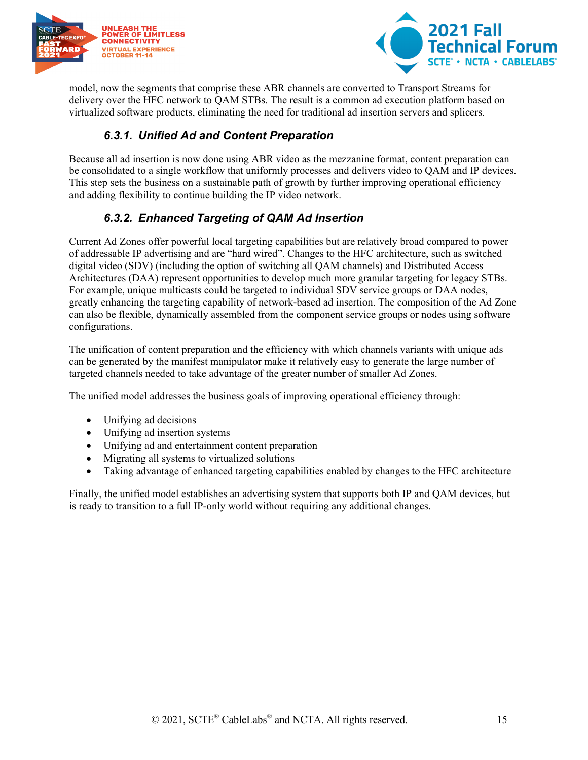model, now the segments that comprise these ABR channels are converted to Transport Streams for delivery over the HFC network to QAM STBs. The result is a common ad execution platform based on virtualized software products, eliminating the need for traditional ad insertion servers and splicers.

### *6.3.1. Unified Ad and Content Preparation*

Because all ad insertion is now done using ABR video as the mezzanine format, content preparation can be consolidated to a single workflow that uniformly processes and delivers video to QAM and IP devices. This step sets the business on a sustainable path of growth by further improving operational efficiency and adding flexibility to continue building the IP video network.

### *6.3.2. Enhanced Targeting of QAM Ad Insertion*

Current Ad Zones offer powerful local targeting capabilities but are relatively broad compared to power of addressable IP advertising and are "hard wired". Changes to the HFC architecture, such as switched digital video (SDV) (including the option of switching all QAM channels) and Distributed Access Architectures (DAA) represent opportunities to develop much more granular targeting for legacy STBs. For example, unique multicasts could be targeted to individual SDV service groups or DAA nodes, greatly enhancing the targeting capability of network-based ad insertion. The composition of the Ad Zone can also be flexible, dynamically assembled from the component service groups or nodes using software configurations.

The unification of content preparation and the efficiency with which channels variants with unique ads can be generated by the manifest manipulator make it relatively easy to generate the large number of targeted channels needed to take advantage of the greater number of smaller Ad Zones.

The unified model addresses the business goals of improving operational efficiency through:

- Unifying ad decisions
- Unifying ad insertion systems
- Unifying ad and entertainment content preparation
- Migrating all systems to virtualized solutions
- Taking advantage of enhanced targeting capabilities enabled by changes to the HFC architecture

Finally, the unified model establishes an advertising system that supports both IP and QAM devices, but is ready to transition to a full IP-only world without requiring any additional changes.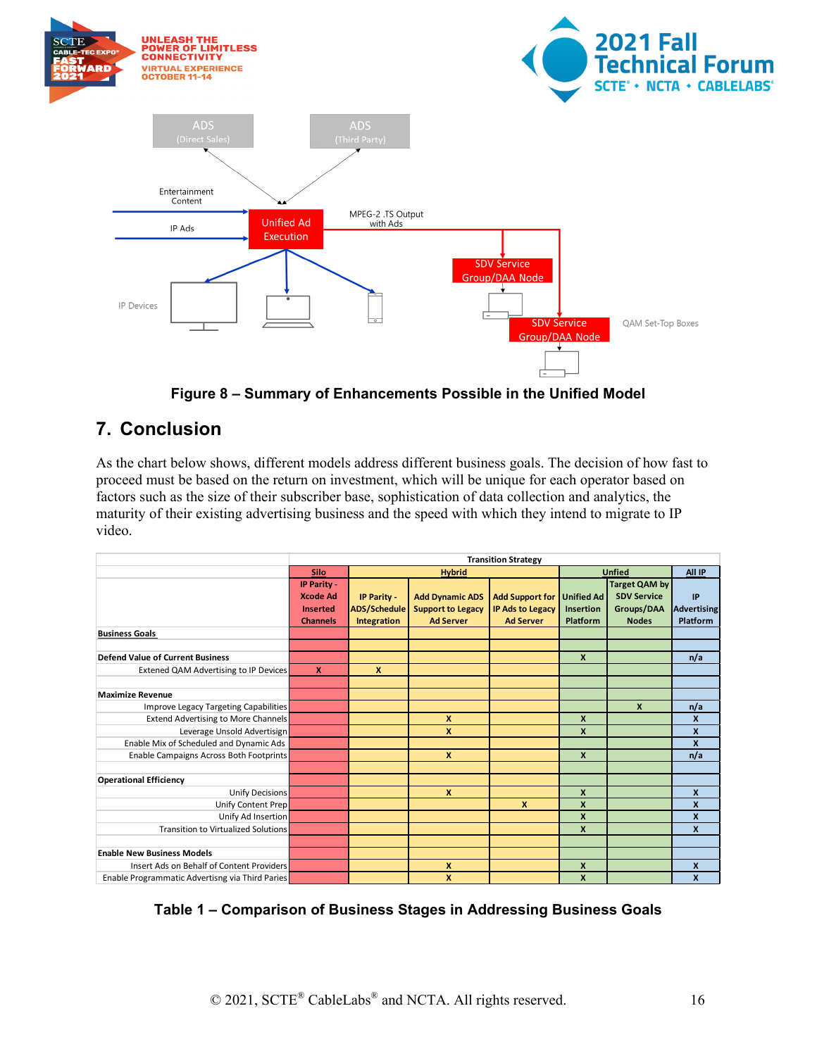ADS
(Direct Sales)

ADS
(Third Party)

Entertainment
Content

IP Ads

Unified Ad
Execution

MPEG-2 .TS Output
with Ads

SDV Service
Group/DAA Node

SDV Service
Group/DAA Node

IP Devices

QAM Set-Top Boxes

**Figure 8 – Summary of Enhancements Possible in the Unified Model**

## 7. Conclusion

As the chart below shows, different models address different business goals. The decision of how fast to proceed must be based on the return on investment, which will be unique for each operator based on factors such as the size of their subscriber base, sophistication of data collection and analytics, the maturity of their existing advertising business and the speed with which they intend to migrate to IP video.

| | Transition Strategy | | | | | | |
|---|---|---|---|---|---|---|---|
| | Silo | Hybrid | | | Unfied | | All IP |
| | IP Parity - Xcode Ad Inserted Channels | IP Parity - ADS/Schedule Integration | Add Dynamic ADS Support to Legacy Ad Server | Add Support for IP Ads to Legacy Ad Server | Unified Ad Insertion Platform | Target QAM by SDV Service Groups/DAA Nodes | IP Advertising Platform |
| **Business Goals** | | | | | | | |
| **Defend Value of Current Business** | | | | | x | | n/a |
| Extened QAM Advertising to IP Devices | x | x | | | | | |
| **Maximize Revenue** | | | | | | | |
| Improve Legacy Targeting Capabilities | | | | | | x | n/a |
| Extend Advertising to More Channels | | | x | | x | | x |
| Leverage Unsold Advertisign | | | x | | x | | x |
| Enable Mix of Scheduled and Dynamic Ads | | | | | | | x |
| Enable Campaigns Across Both Footprints | | | x | | x | | n/a |
| **Operational Efficiency** | | | | | | | |
| Unify Decisions | | | x | | x | | x |
| Unify Content Prep | | | | x | x | | x |
| Unify Ad Insertion | | | | | x | | x |
| Transition to Virtualized Solutions | | | | | x | | x |
| **Enable New Business Models** | | | | | | | |
| Insert Ads on Behalf of Content Providers | | | x | | x | | x |
| Enable Programmatic Advertising via Third Paries | | | x | | x | | x |

**Table 1 – Comparison of Business Stages in Addressing Business Goals**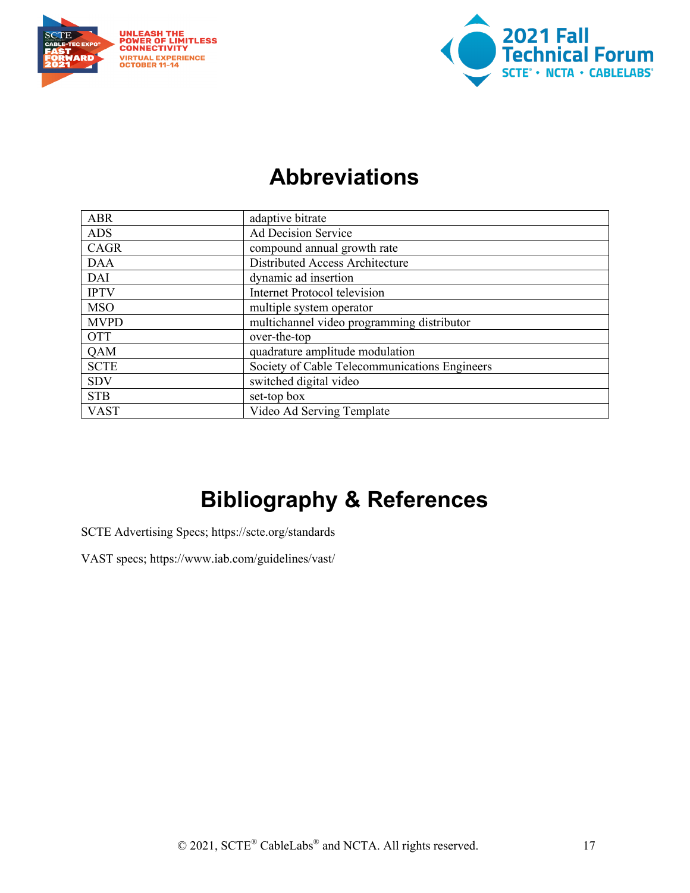# Abbreviations

| | |
|---|---|
| ABR | adaptive bitrate |
| ADS | Ad Decision Service |
| CAGR | compound annual growth rate |
| DAA | Distributed Access Architecture |
| DAI | dynamic ad insertion |
| IPTV | Internet Protocol television |
| MSO | multiple system operator |
| MVPD | multichannel video programming distributor |
| OTT | over-the-top |
| QAM | quadrature amplitude modulation |
| SCTE | Society of Cable Telecommunications Engineers |
| SDV | switched digital video |
| STB | set-top box |
| VAST | Video Ad Serving Template |

# Bibliography & References

SCTE Advertising Specs; https://scte.org/standards

VAST specs; https://www.iab.com/guidelines/vast/